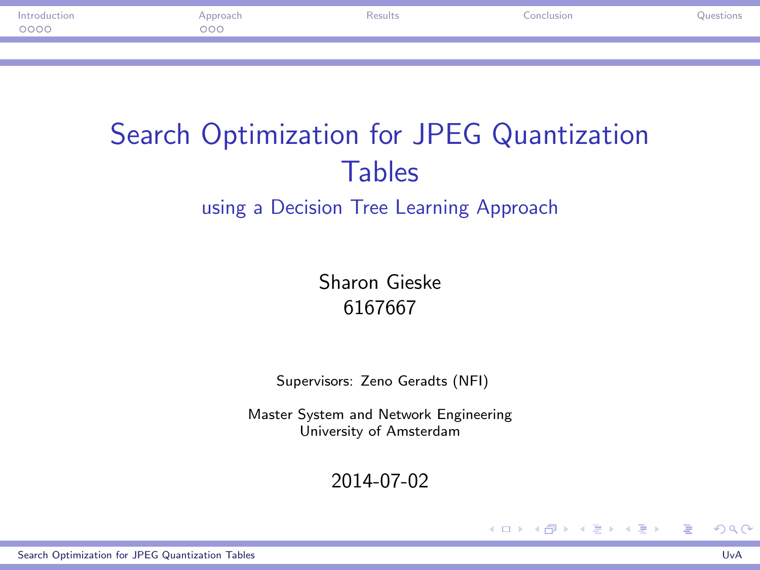# Search Optimization for JPEG Quantization Tables

## using a Decision Tree Learning Approach

Sharon Gieske
6167667

Supervisors: Zeno Geradts (NFI)

Master System and Network Engineering
University of Amsterdam

2014-07-02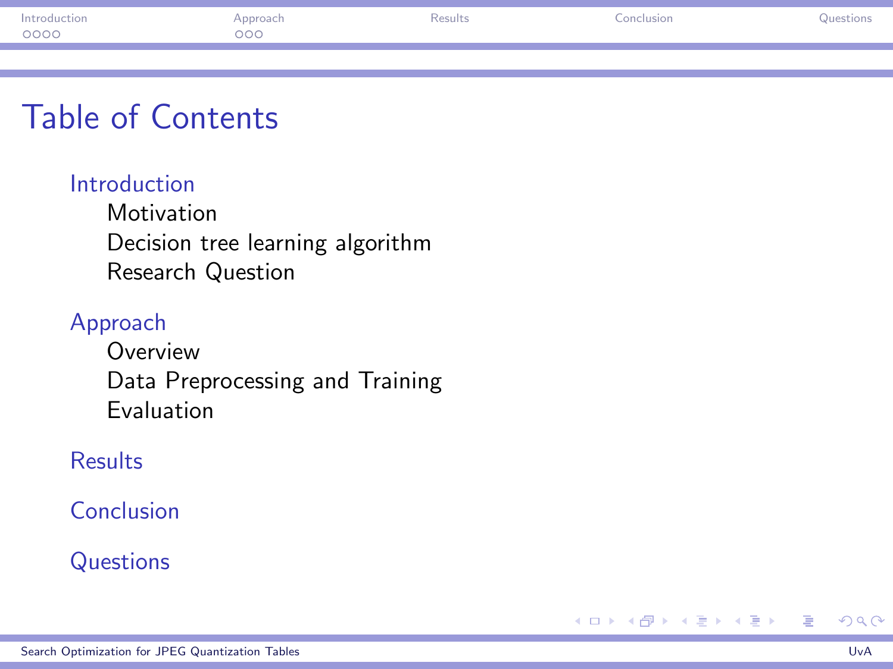# Table of Contents

- Introduction
  - Motivation
  - Decision tree learning algorithm
  - Research Question
- Approach
  - Overview
  - Data Preprocessing and Training
  - Evaluation
- Results
- Conclusion
- Questions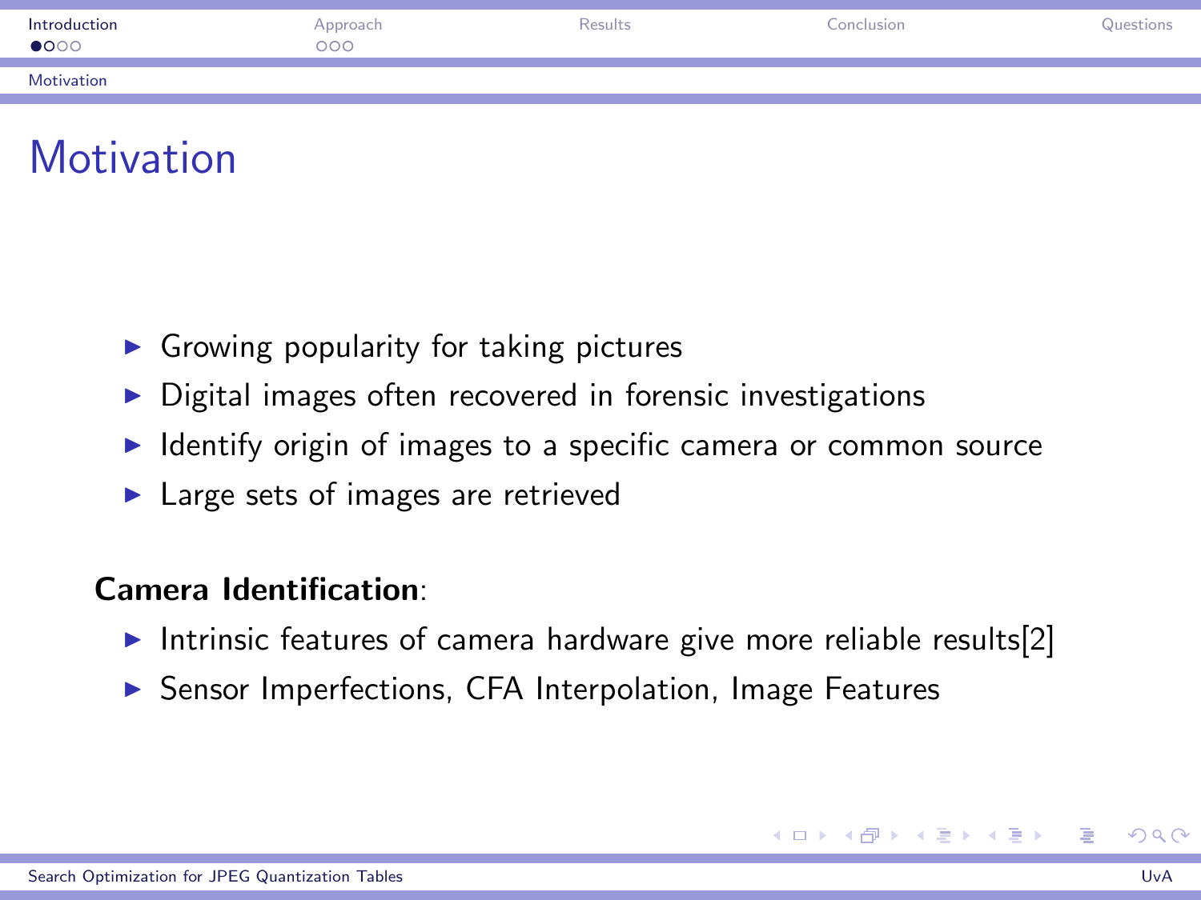# Motivation

- Growing popularity for taking pictures
- Digital images often recovered in forensic investigations
- Identify origin of images to a specific camera or common source
- Large sets of images are retrieved

**Camera Identification**:

- Intrinsic features of camera hardware give more reliable results[2]
- Sensor Imperfections, CFA Interpolation, Image Features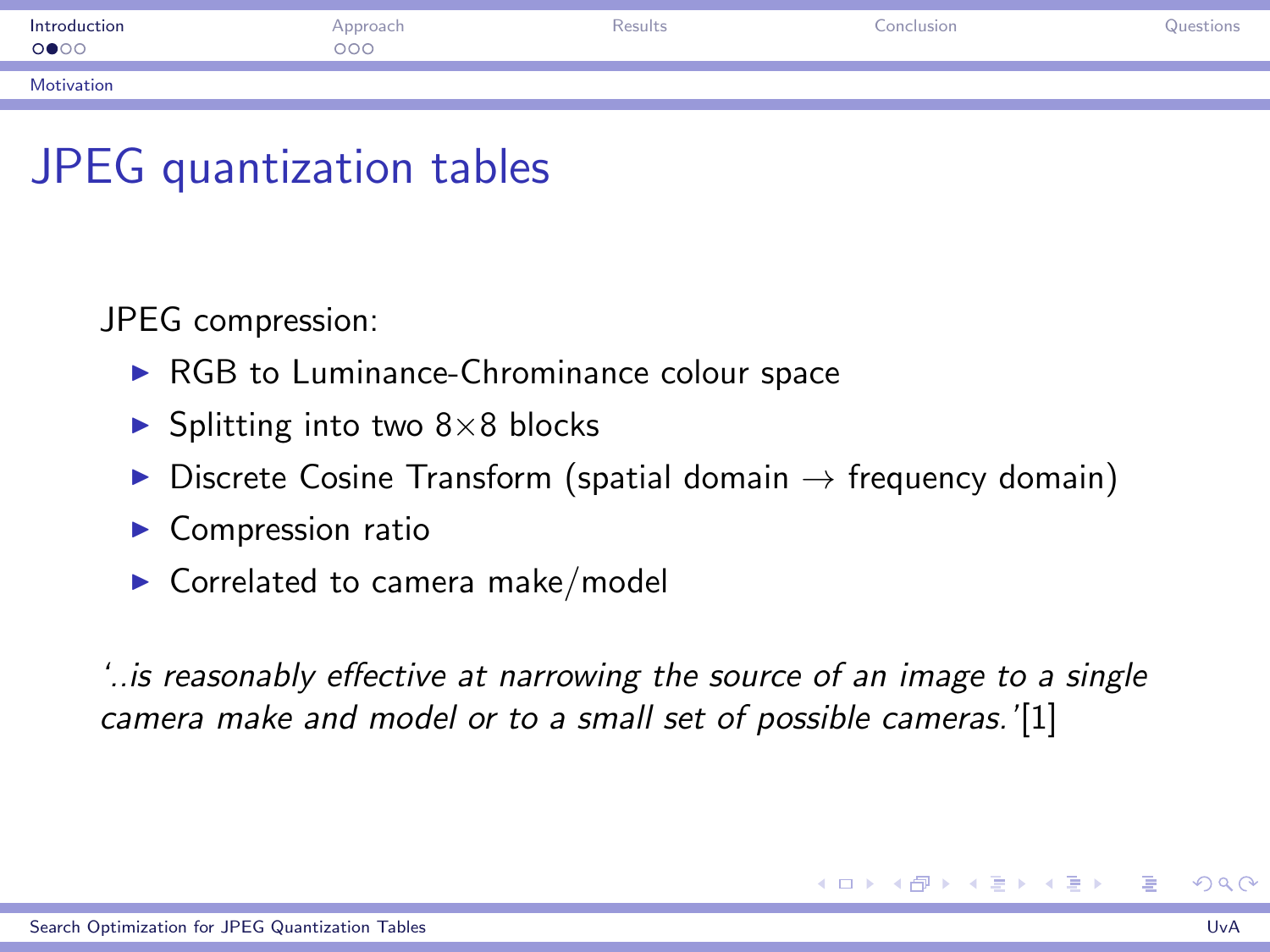# JPEG quantization tables

JPEG compression:

- RGB to Luminance-Chrominance colour space
- Splitting into two $8 \times 8$ blocks
- Discrete Cosine Transform (spatial domain $\rightarrow$ frequency domain)
- Compression ratio
- Correlated to camera make/model

*'..is reasonably effective at narrowing the source of an image to a single camera make and model or to a small set of possible cameras.'*[1]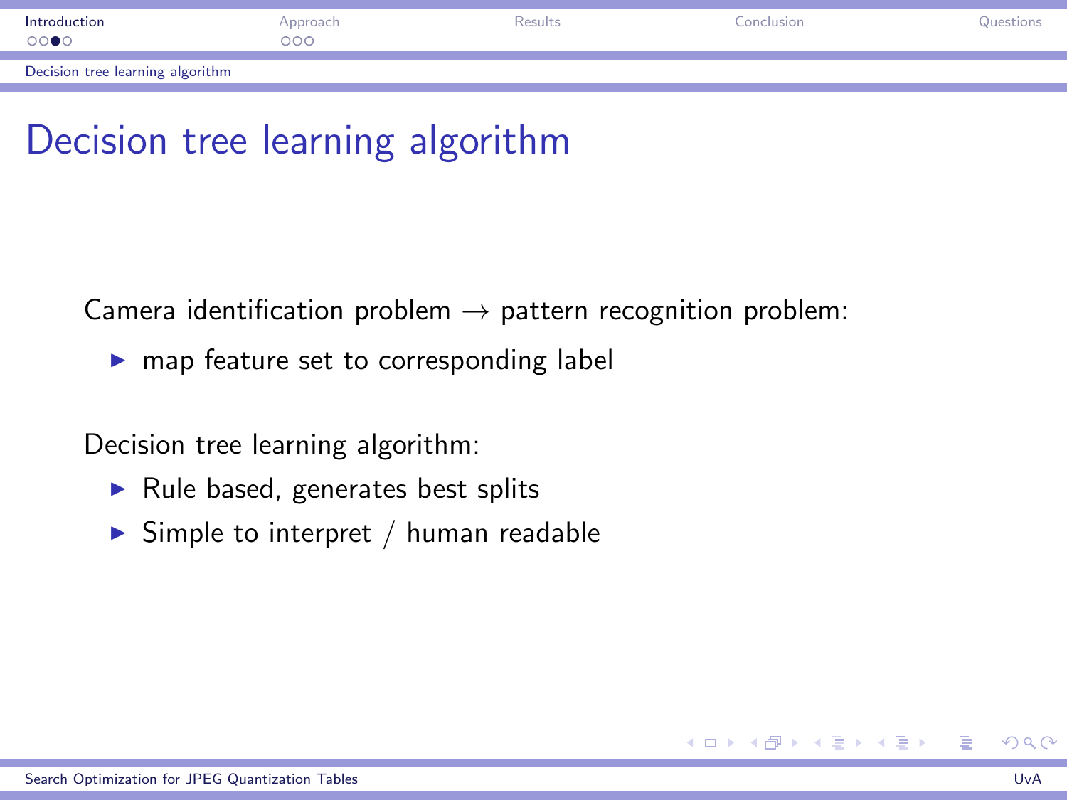# Decision tree learning algorithm

Camera identification problem $\rightarrow$ pattern recognition problem:

- map feature set to corresponding label

Decision tree learning algorithm:

- Rule based, generates best splits
- Simple to interpret / human readable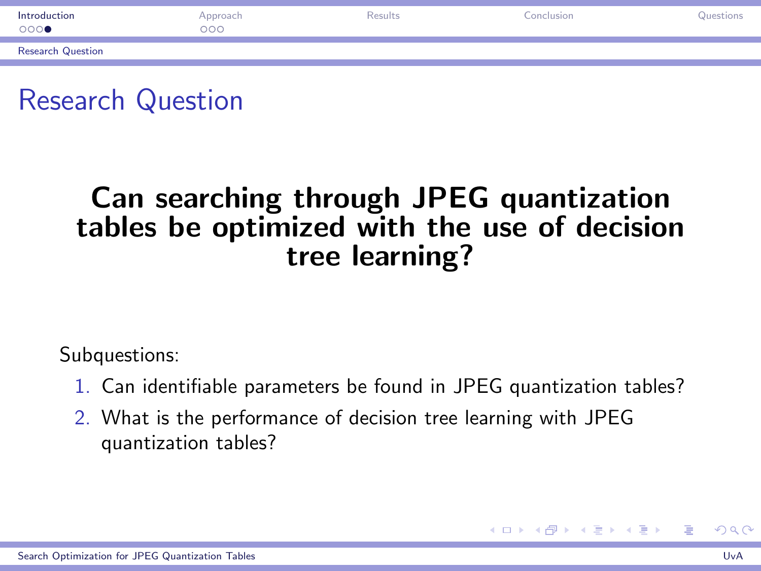# Research Question

**Can searching through JPEG quantization tables be optimized with the use of decision tree learning?**

Subquestions:

1. Can identifiable parameters be found in JPEG quantization tables?
2. What is the performance of decision tree learning with JPEG quantization tables?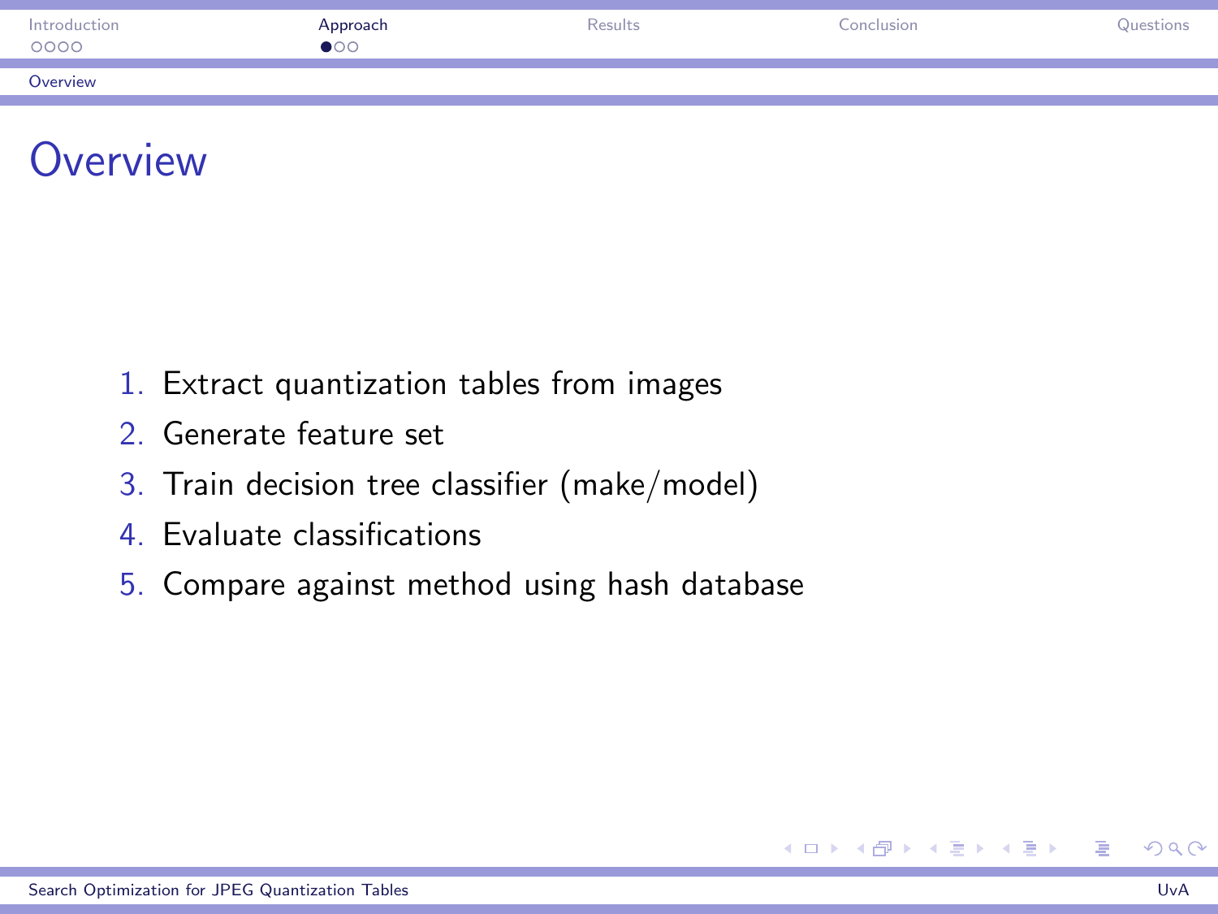# Overview

1. Extract quantization tables from images
2. Generate feature set
3. Train decision tree classifier (make/model)
4. Evaluate classifications
5. Compare against method using hash database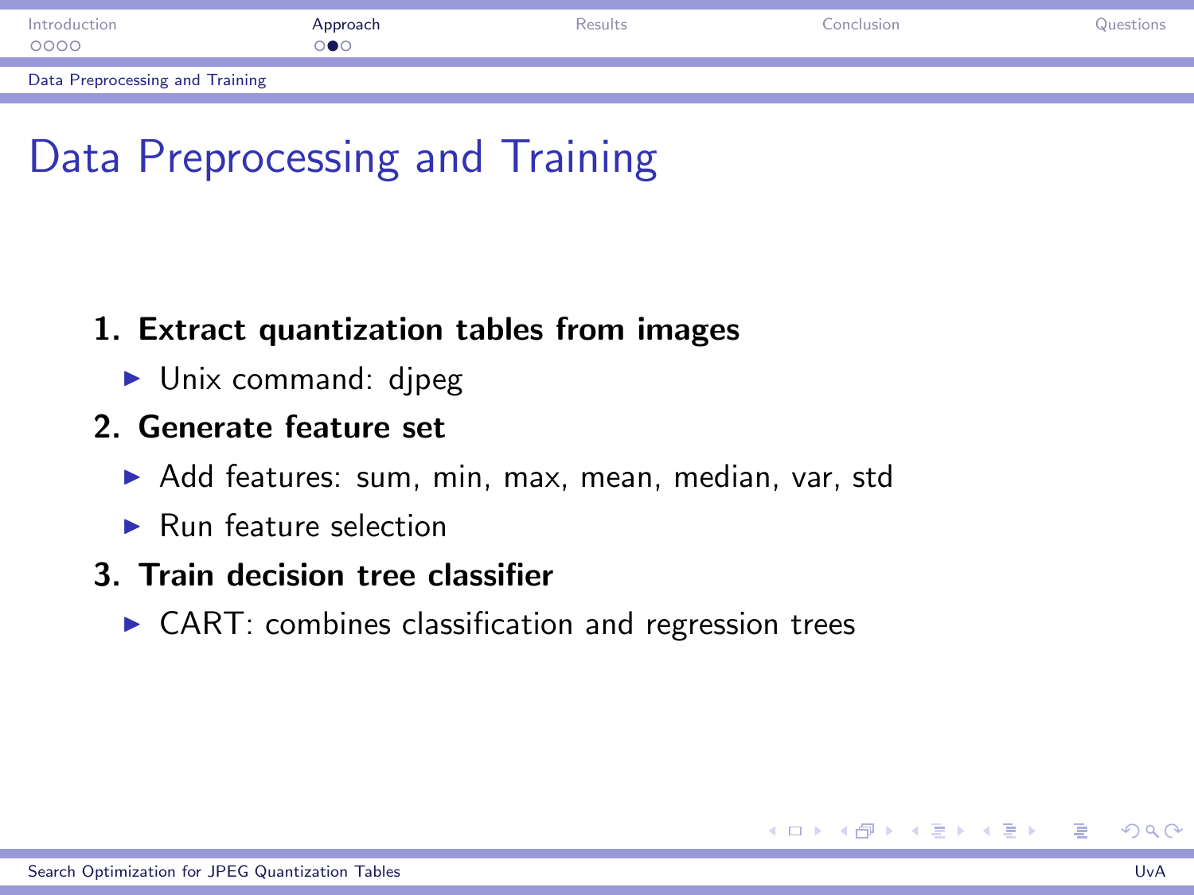# Data Preprocessing and Training

1. **Extract quantization tables from images**
   - Unix command: djpeg
2. **Generate feature set**
   - Add features: sum, min, max, mean, median, var, std
   - Run feature selection
3. **Train decision tree classifier**
   - CART: combines classification and regression trees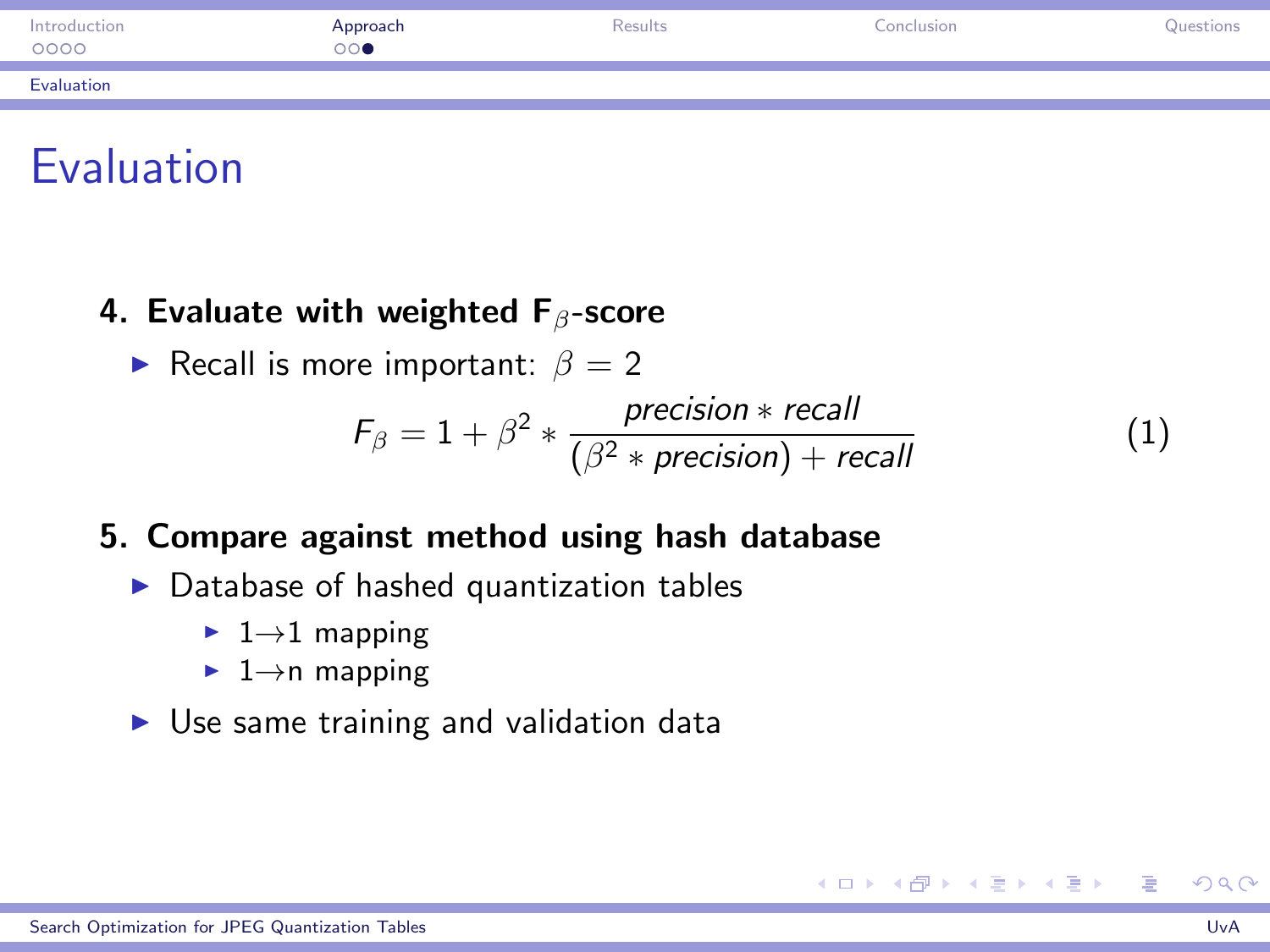# Evaluation

4. **Evaluate with weighted $\mathbf{F}_{\beta}$-score**
   - Recall is more important: $\beta = 2$

$$F_{\beta} = 1 + \beta^2 * \frac{precision * recall}{(\beta^2 * precision) + recall} \tag{1}$$

5. **Compare against method using hash database**
   - Database of hashed quantization tables
     - 1→1 mapping
     - 1→n mapping
   - Use same training and validation data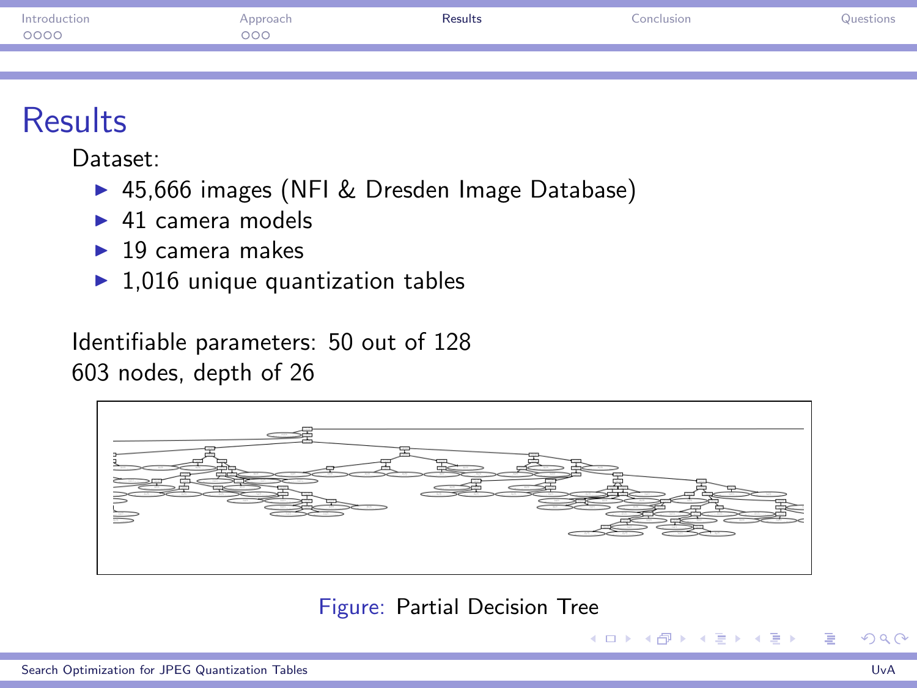# Results

Dataset:

- 45,666 images (NFI & Dresden Image Database)
- 41 camera models
- 19 camera makes
- 1,016 unique quantization tables

Identifiable parameters: 50 out of 128

603 nodes, depth of 26

Figure: Partial Decision Tree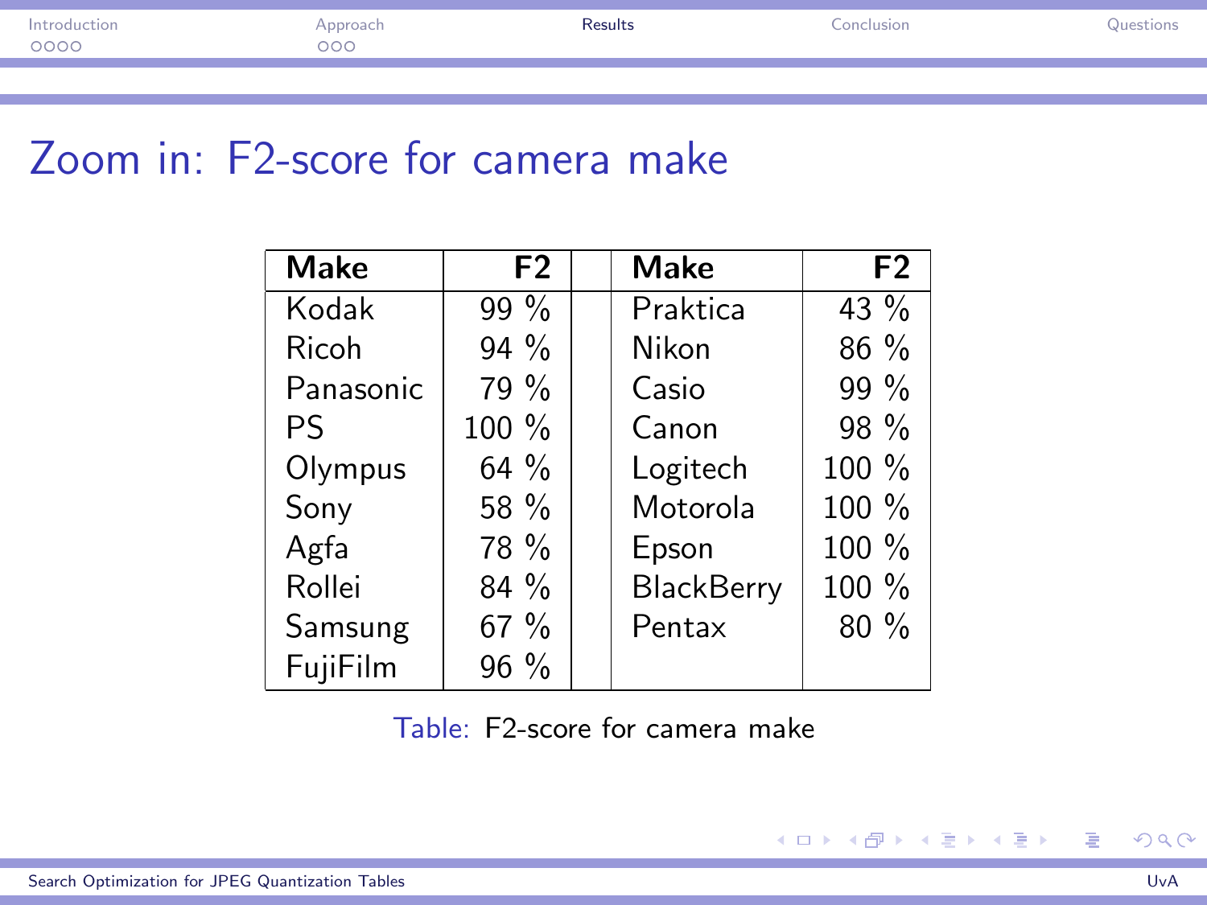# Zoom in: F2-score for camera make

| Make | F2 | | Make | F2 |
|---|---|---|---|---|
| Kodak | 99 % | | Praktica | 43 % |
| Ricoh | 94 % | | Nikon | 86 % |
| Panasonic | 79 % | | Casio | 99 % |
| PS | 100 % | | Canon | 98 % |
| Olympus | 64 % | | Logitech | 100 % |
| Sony | 58 % | | Motorola | 100 % |
| Agfa | 78 % | | Epson | 100 % |
| Rollei | 84 % | | BlackBerry | 100 % |
| Samsung | 67 % | | Pentax | 80 % |
| FujiFilm | 96 % | | | |

Table: F2-score for camera make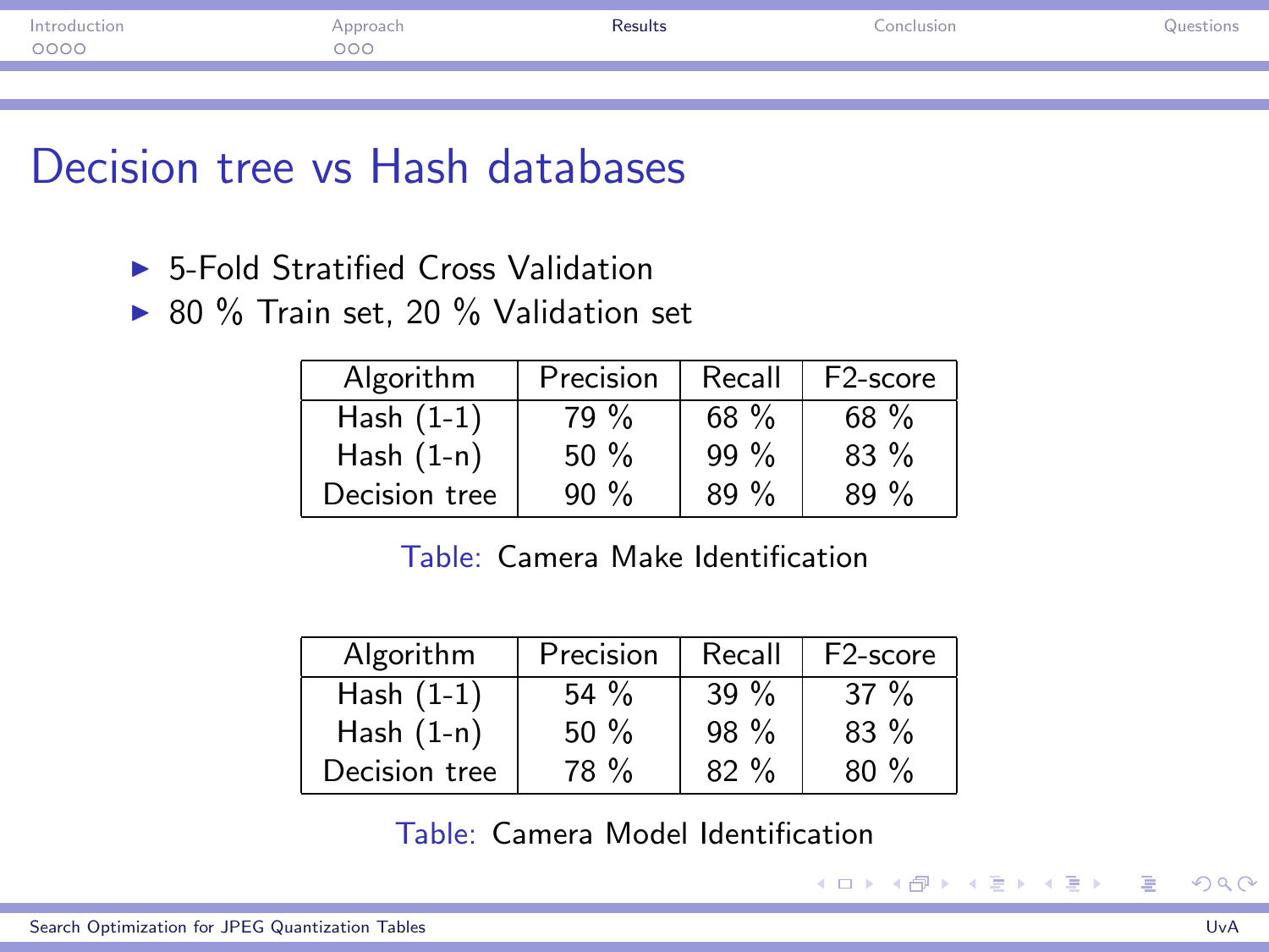# Decision tree vs Hash databases

- 5-Fold Stratified Cross Validation
- 80 % Train set, 20 % Validation set

| Algorithm | Precision | Recall | F2-score |
|---|---|---|---|
| Hash (1-1) | 79 % | 68 % | 68 % |
| Hash (1-n) | 50 % | 99 % | 83 % |
| Decision tree | 90 % | 89 % | 89 % |

Table: Camera Make Identification

| Algorithm | Precision | Recall | F2-score |
|---|---|---|---|
| Hash (1-1) | 54 % | 39 % | 37 % |
| Hash (1-n) | 50 % | 98 % | 83 % |
| Decision tree | 78 % | 82 % | 80 % |

Table: Camera Model Identification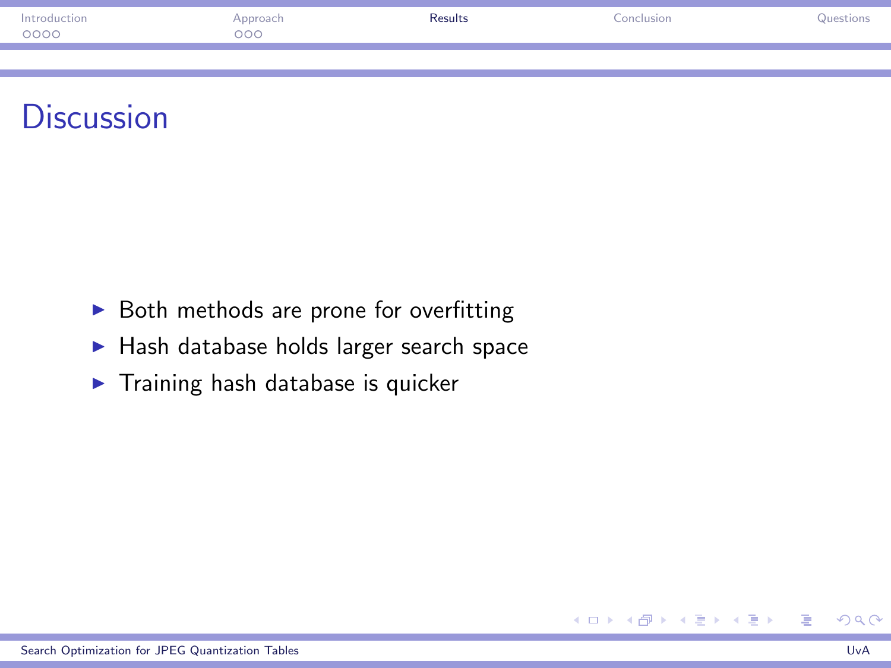# Discussion

- Both methods are prone for overfitting
- Hash database holds larger search space
- Training hash database is quicker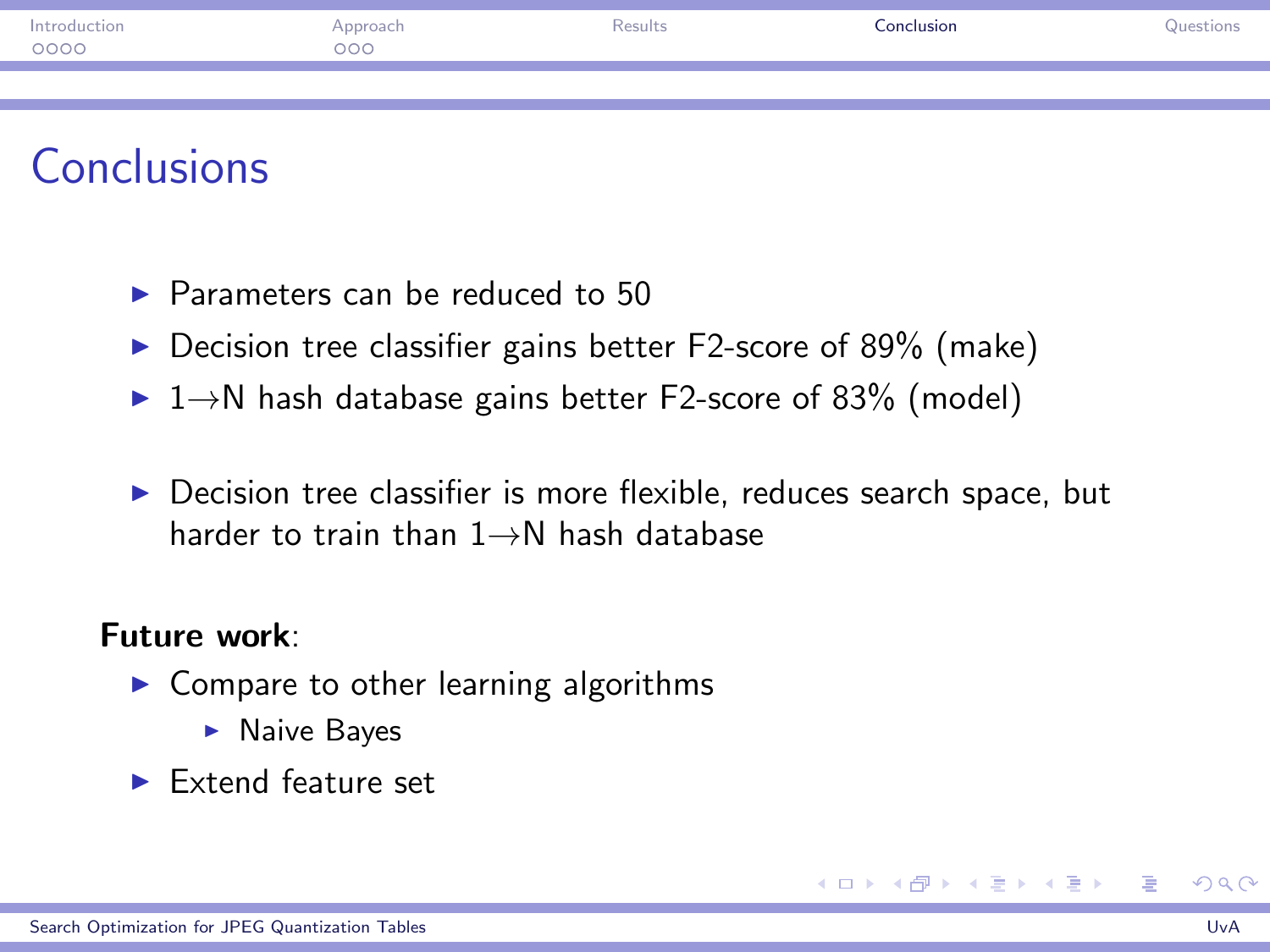# Conclusions

- Parameters can be reduced to 50
- Decision tree classifier gains better F2-score of 89% (make)
- 1→N hash database gains better F2-score of 83% (model)

- Decision tree classifier is more flexible, reduces search space, but harder to train than 1→N hash database

**Future work**:

- Compare to other learning algorithms
  - Naive Bayes
- Extend feature set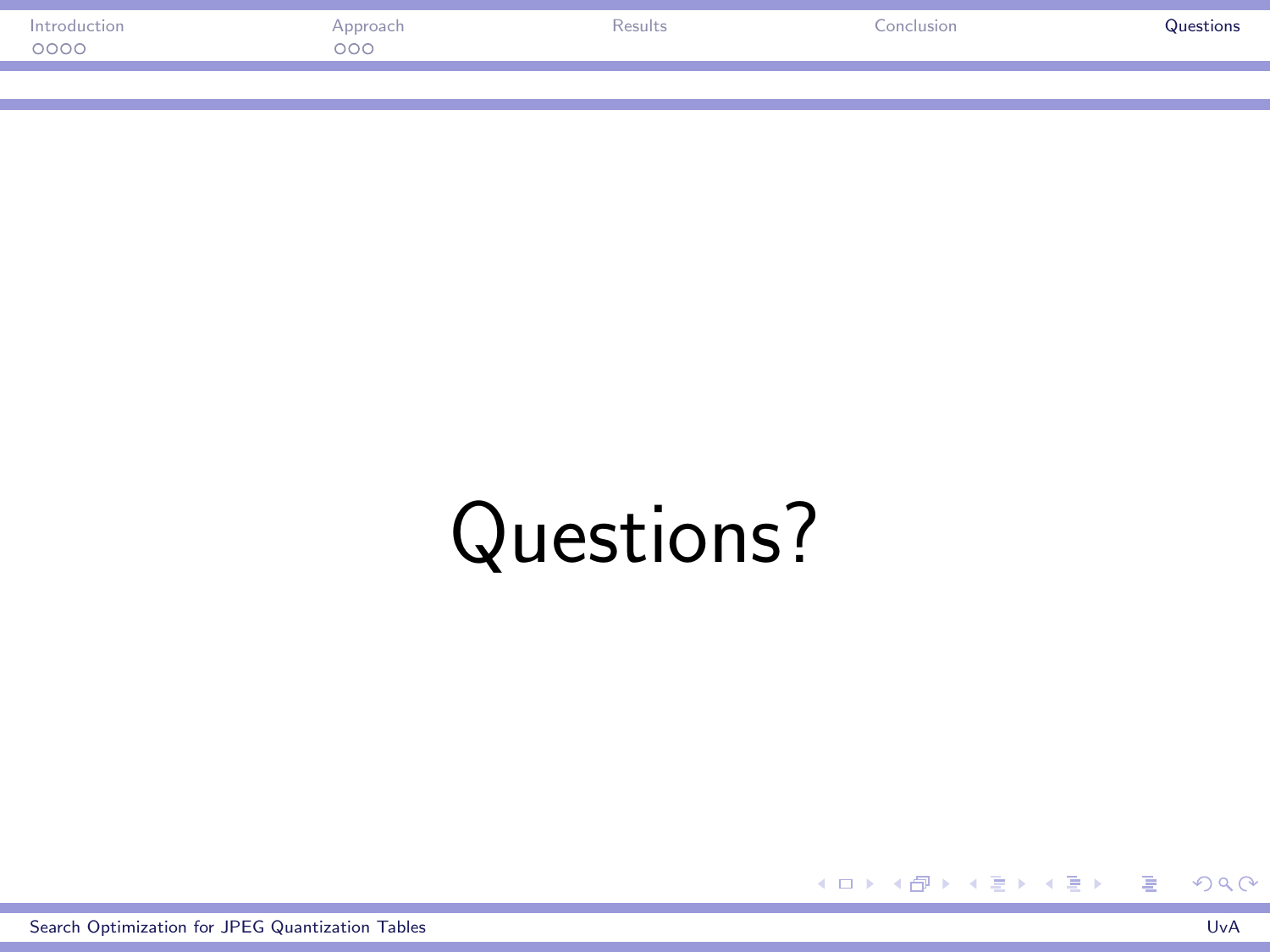# Questions?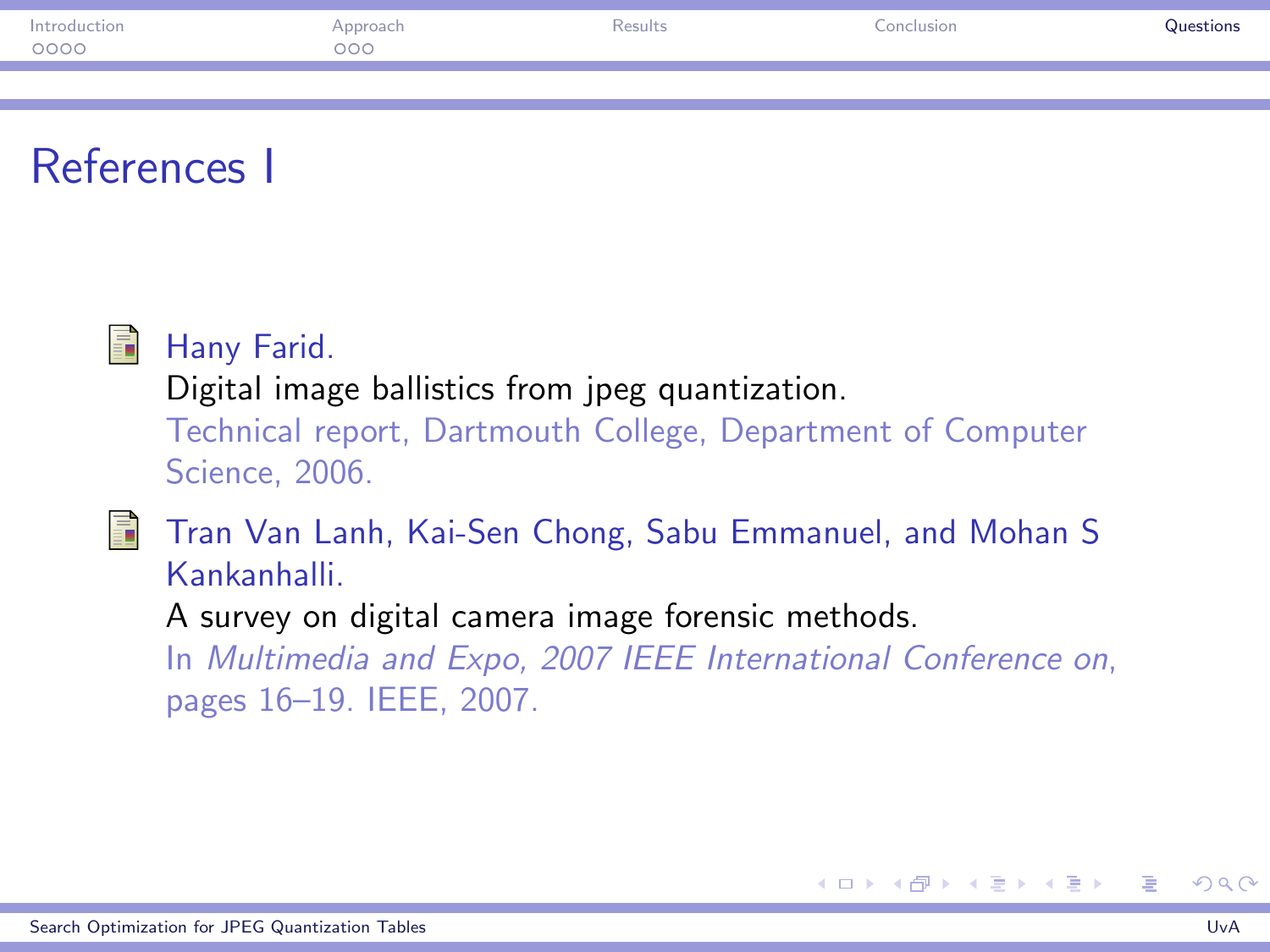# References I

- Hany Farid.
  Digital image ballistics from jpeg quantization.
  Technical report, Dartmouth College, Department of Computer Science, 2006.

- Tran Van Lanh, Kai-Sen Chong, Sabu Emmanuel, and Mohan S Kankanhalli.
  A survey on digital camera image forensic methods.
  In *Multimedia and Expo, 2007 IEEE International Conference on*, pages 16–19. IEEE, 2007.